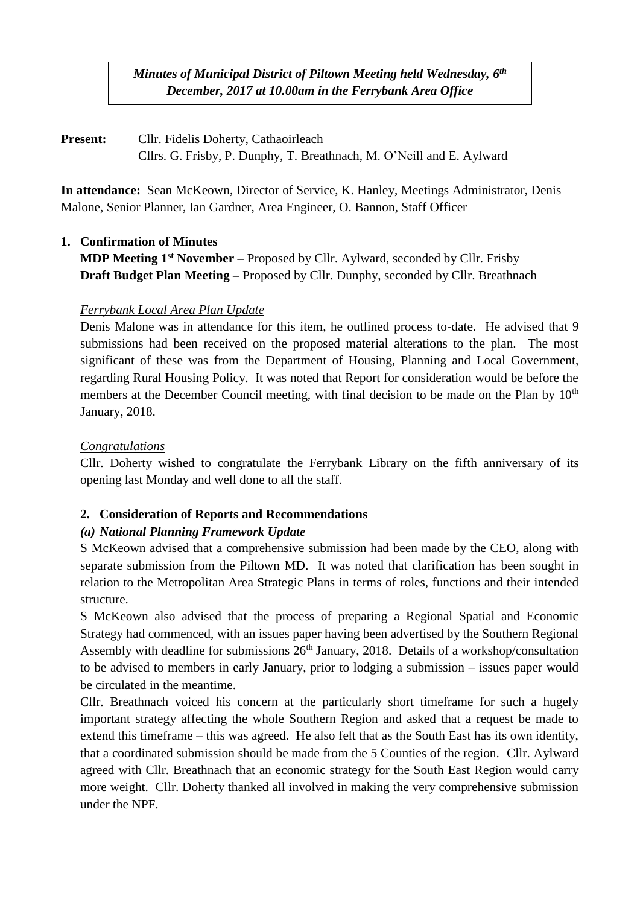***Minutes of Municipal District of Piltown Meeting held Wednesday, 6th December, 2017 at 10.00am in the Ferrybank Area Office***

**Present:** Cllr. Fidelis Doherty, Cathaoirleach
Cllrs. G. Frisby, P. Dunphy, T. Breathnach, M. O'Neill and E. Aylward

**In attendance:** Sean McKeown, Director of Service, K. Hanley, Meetings Administrator, Denis Malone, Senior Planner, Ian Gardner, Area Engineer, O. Bannon, Staff Officer

## 1. Confirmation of Minutes

**MDP Meeting 1st November –** Proposed by Cllr. Aylward, seconded by Cllr. Frisby
**Draft Budget Plan Meeting –** Proposed by Cllr. Dunphy, seconded by Cllr. Breathnach

*Ferrybank Local Area Plan Update*

Denis Malone was in attendance for this item, he outlined process to-date. He advised that 9 submissions had been received on the proposed material alterations to the plan. The most significant of these was from the Department of Housing, Planning and Local Government, regarding Rural Housing Policy. It was noted that Report for consideration would be before the members at the December Council meeting, with final decision to be made on the Plan by 10th January, 2018.

*Congratulations*

Cllr. Doherty wished to congratulate the Ferrybank Library on the fifth anniversary of its opening last Monday and well done to all the staff.

## 2. Consideration of Reports and Recommendations

### *(a) National Planning Framework Update*

S McKeown advised that a comprehensive submission had been made by the CEO, along with separate submission from the Piltown MD. It was noted that clarification has been sought in relation to the Metropolitan Area Strategic Plans in terms of roles, functions and their intended structure.

S McKeown also advised that the process of preparing a Regional Spatial and Economic Strategy had commenced, with an issues paper having been advertised by the Southern Regional Assembly with deadline for submissions 26th January, 2018. Details of a workshop/consultation to be advised to members in early January, prior to lodging a submission – issues paper would be circulated in the meantime.

Cllr. Breathnach voiced his concern at the particularly short timeframe for such a hugely important strategy affecting the whole Southern Region and asked that a request be made to extend this timeframe – this was agreed. He also felt that as the South East has its own identity, that a coordinated submission should be made from the 5 Counties of the region. Cllr. Aylward agreed with Cllr. Breathnach that an economic strategy for the South East Region would carry more weight. Cllr. Doherty thanked all involved in making the very comprehensive submission under the NPF.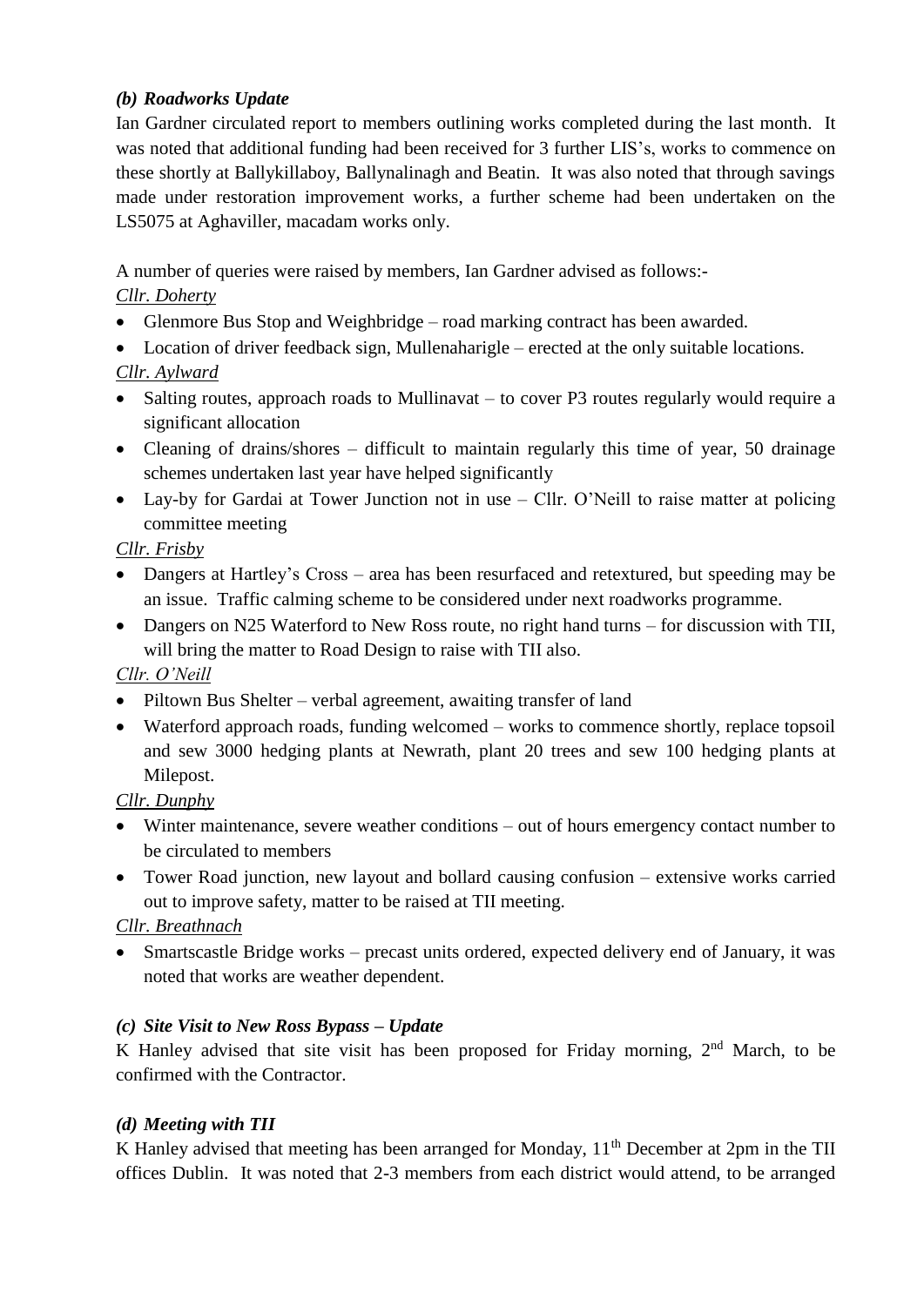### *(b) Roadworks Update*

Ian Gardner circulated report to members outlining works completed during the last month. It was noted that additional funding had been received for 3 further LIS's, works to commence on these shortly at Ballykillaboy, Ballynalinagh and Beatin. It was also noted that through savings made under restoration improvement works, a further scheme had been undertaken on the LS5075 at Aghaviller, macadam works only.

A number of queries were raised by members, Ian Gardner advised as follows:-

*Cllr. Doherty*

- Glenmore Bus Stop and Weighbridge – road marking contract has been awarded.
- Location of driver feedback sign, Mullenaharigle – erected at the only suitable locations.

*Cllr. Aylward*

- Salting routes, approach roads to Mullinavat – to cover P3 routes regularly would require a significant allocation
- Cleaning of drains/shores – difficult to maintain regularly this time of year, 50 drainage schemes undertaken last year have helped significantly
- Lay-by for Gardai at Tower Junction not in use – Cllr. O'Neill to raise matter at policing committee meeting

*Cllr. Frisby*

- Dangers at Hartley's Cross – area has been resurfaced and retextured, but speeding may be an issue. Traffic calming scheme to be considered under next roadworks programme.
- Dangers on N25 Waterford to New Ross route, no right hand turns – for discussion with TII, will bring the matter to Road Design to raise with TII also.

*Cllr. O'Neill*

- Piltown Bus Shelter – verbal agreement, awaiting transfer of land
- Waterford approach roads, funding welcomed – works to commence shortly, replace topsoil and sew 3000 hedging plants at Newrath, plant 20 trees and sew 100 hedging plants at Milepost.

*Cllr. Dunphy*

- Winter maintenance, severe weather conditions – out of hours emergency contact number to be circulated to members
- Tower Road junction, new layout and bollard causing confusion – extensive works carried out to improve safety, matter to be raised at TII meeting.

*Cllr. Breathnach*

- Smartscastle Bridge works – precast units ordered, expected delivery end of January, it was noted that works are weather dependent.

### *(c) Site Visit to New Ross Bypass – Update*

K Hanley advised that site visit has been proposed for Friday morning, 2nd March, to be confirmed with the Contractor.

### *(d) Meeting with TII*

K Hanley advised that meeting has been arranged for Monday, 11th December at 2pm in the TII offices Dublin. It was noted that 2-3 members from each district would attend, to be arranged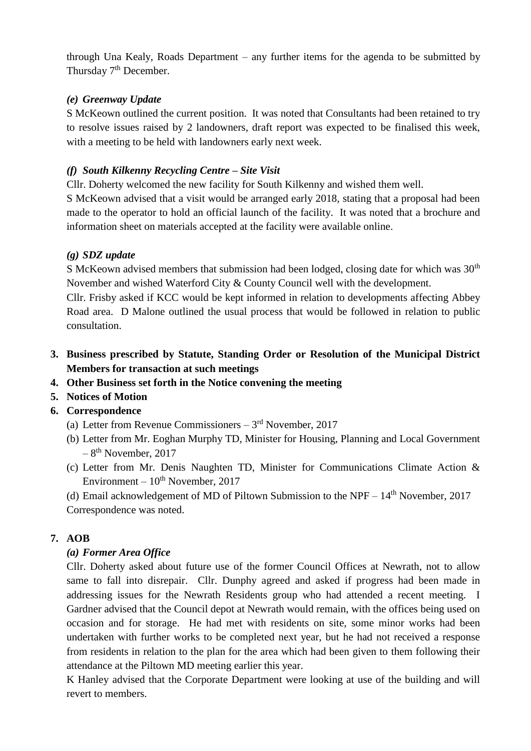through Una Kealy, Roads Department – any further items for the agenda to be submitted by Thursday 7th December.

***(e) Greenway Update***

S McKeown outlined the current position. It was noted that Consultants had been retained to try to resolve issues raised by 2 landowners, draft report was expected to be finalised this week, with a meeting to be held with landowners early next week.

***(f) South Kilkenny Recycling Centre – Site Visit***

Cllr. Doherty welcomed the new facility for South Kilkenny and wished them well.

S McKeown advised that a visit would be arranged early 2018, stating that a proposal had been made to the operator to hold an official launch of the facility. It was noted that a brochure and information sheet on materials accepted at the facility were available online.

***(g) SDZ update***

S McKeown advised members that submission had been lodged, closing date for which was 30th November and wished Waterford City & County Council well with the development.

Cllr. Frisby asked if KCC would be kept informed in relation to developments affecting Abbey Road area. D Malone outlined the usual process that would be followed in relation to public consultation.

3. **Business prescribed by Statute, Standing Order or Resolution of the Municipal District Members for transaction at such meetings**
4. **Other Business set forth in the Notice convening the meeting**
5. **Notices of Motion**
6. **Correspondence**
   (a) Letter from Revenue Commissioners – 3rd November, 2017
   (b) Letter from Mr. Eoghan Murphy TD, Minister for Housing, Planning and Local Government – 8th November, 2017
   (c) Letter from Mr. Denis Naughten TD, Minister for Communications Climate Action & Environment – 10th November, 2017
   (d) Email acknowledgement of MD of Piltown Submission to the NPF – 14th November, 2017
   Correspondence was noted.

7. **AOB**

***(a) Former Area Office***

Cllr. Doherty asked about future use of the former Council Offices at Newrath, not to allow same to fall into disrepair. Cllr. Dunphy agreed and asked if progress had been made in addressing issues for the Newrath Residents group who had attended a recent meeting. I Gardner advised that the Council depot at Newrath would remain, with the offices being used on occasion and for storage. He had met with residents on site, some minor works had been undertaken with further works to be completed next year, but he had not received a response from residents in relation to the plan for the area which had been given to them following their attendance at the Piltown MD meeting earlier this year.

K Hanley advised that the Corporate Department were looking at use of the building and will revert to members.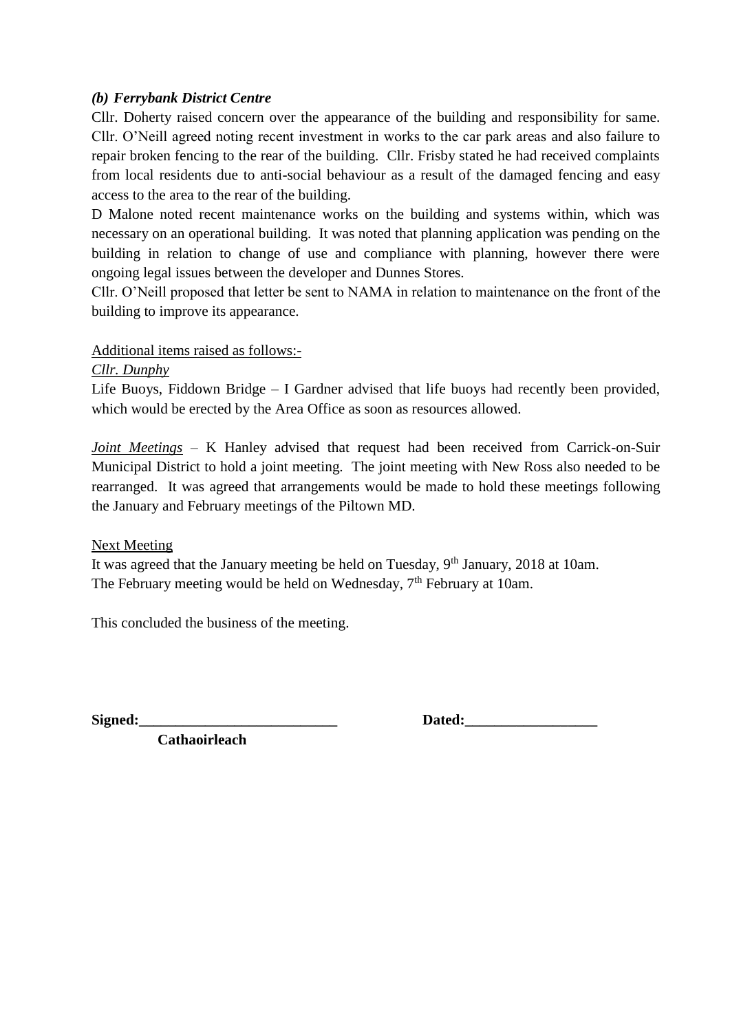***(b) Ferrybank District Centre***

Cllr. Doherty raised concern over the appearance of the building and responsibility for same. Cllr. O'Neill agreed noting recent investment in works to the car park areas and also failure to repair broken fencing to the rear of the building. Cllr. Frisby stated he had received complaints from local residents due to anti-social behaviour as a result of the damaged fencing and easy access to the area to the rear of the building.

D Malone noted recent maintenance works on the building and systems within, which was necessary on an operational building. It was noted that planning application was pending on the building in relation to change of use and compliance with planning, however there were ongoing legal issues between the developer and Dunnes Stores.

Cllr. O'Neill proposed that letter be sent to NAMA in relation to maintenance on the front of the building to improve its appearance.

Additional items raised as follows:-

*Cllr. Dunphy*

Life Buoys, Fiddown Bridge – I Gardner advised that life buoys had recently been provided, which would be erected by the Area Office as soon as resources allowed.

*Joint Meetings* – K Hanley advised that request had been received from Carrick-on-Suir Municipal District to hold a joint meeting. The joint meeting with New Ross also needed to be rearranged. It was agreed that arrangements would be made to hold these meetings following the January and February meetings of the Piltown MD.

Next Meeting

It was agreed that the January meeting be held on Tuesday, 9th January, 2018 at 10am.
The February meeting would be held on Wednesday, 7th February at 10am.

This concluded the business of the meeting.

**Signed:___________________________** **Dated:__________________**

**Cathaoirleach**